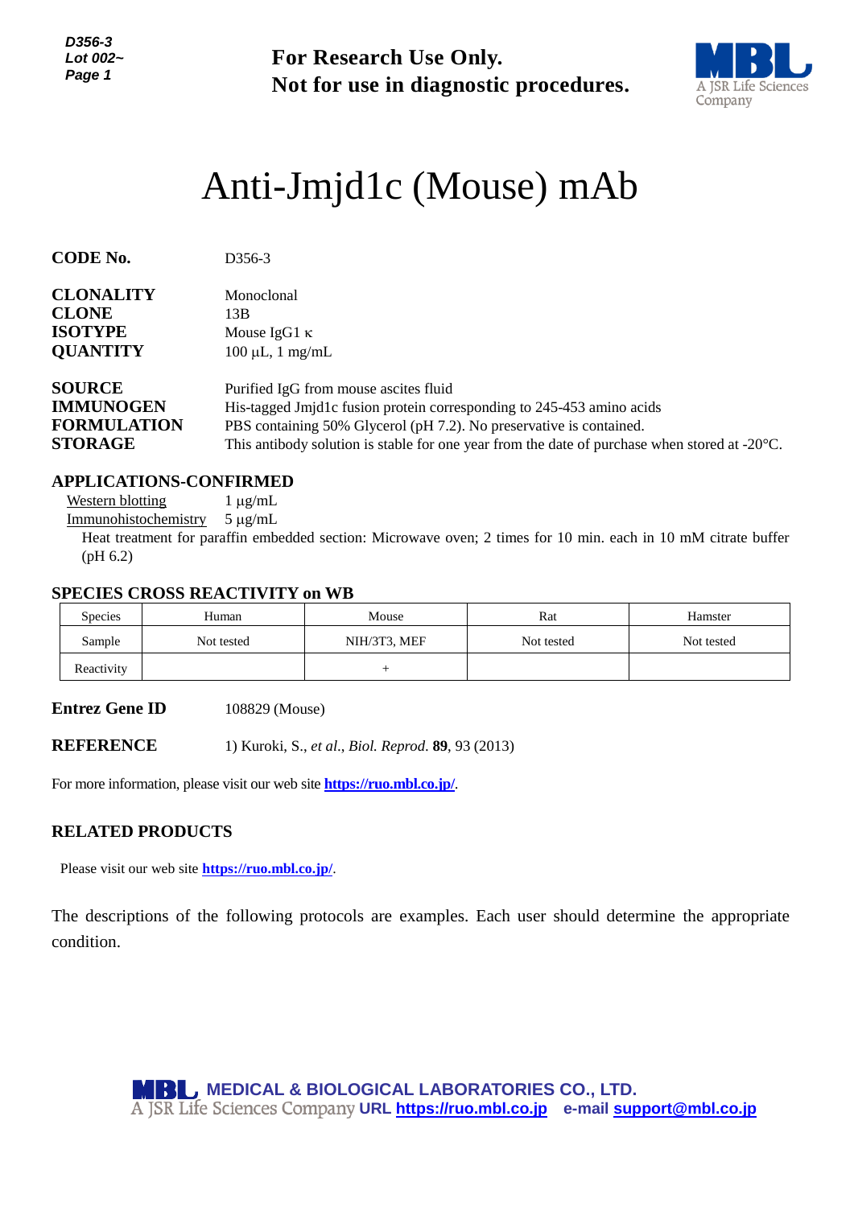**For Research Use Only.**
**Not for use in diagnostic procedures.**

# Anti-Jmjd1c (Mouse) mAb

**CODE No.** D356-3

**CLONALITY** Monoclonal
**CLONE** 13B
**ISOTYPE** Mouse IgG1 κ
**QUANTITY** 100 µL, 1 mg/mL

**SOURCE** Purified IgG from mouse ascites fluid
**IMMUNOGEN** His-tagged Jmjd1c fusion protein corresponding to 245-453 amino acids
**FORMULATION** PBS containing 50% Glycerol (pH 7.2). No preservative is contained.
**STORAGE** This antibody solution is stable for one year from the date of purchase when stored at -20°C.

## APPLICATIONS-CONFIRMED

Western blotting 1 µg/mL
Immunohistochemistry 5 µg/mL
Heat treatment for paraffin embedded section: Microwave oven; 2 times for 10 min. each in 10 mM citrate buffer (pH 6.2)

## SPECIES CROSS REACTIVITY on WB

| Species | Human | Mouse | Rat | Hamster |
|---|---|---|---|---|
| Sample | Not tested | NIH/3T3, MEF | Not tested | Not tested |
| Reactivity | | + | | |

**Entrez Gene ID** 108829 (Mouse)

**REFERENCE** 1) Kuroki, S., *et al., Biol. Reprod.* **89**, 93 (2013)

For more information, please visit our web site **https://ruo.mbl.co.jp/**.

## RELATED PRODUCTS

Please visit our web site **https://ruo.mbl.co.jp/**.

The descriptions of the following protocols are examples. Each user should determine the appropriate condition.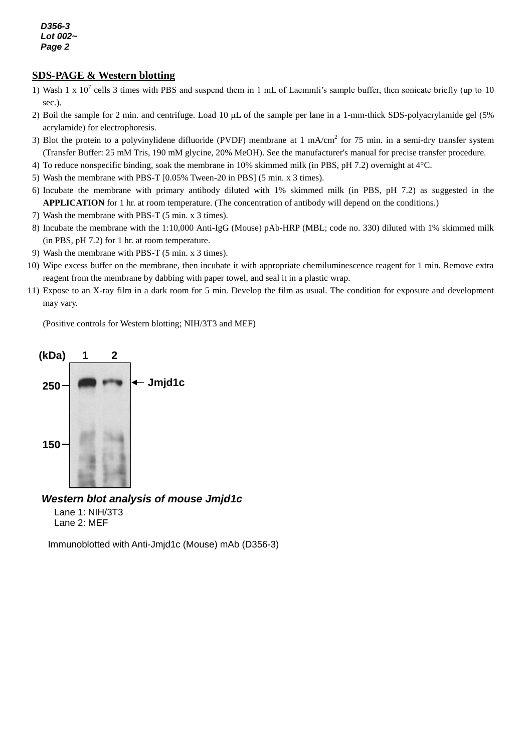## SDS-PAGE & Western blotting

1) Wash 1 x $10^7$ cells 3 times with PBS and suspend them in 1 mL of Laemmli's sample buffer, then sonicate briefly (up to 10 sec.).
2) Boil the sample for 2 min. and centrifuge. Load 10 μL of the sample per lane in a 1-mm-thick SDS-polyacrylamide gel (5% acrylamide) for electrophoresis.
3) Blot the protein to a polyvinylidene difluoride (PVDF) membrane at 1 mA/$cm^2$ for 75 min. in a semi-dry transfer system (Transfer Buffer: 25 mM Tris, 190 mM glycine, 20% MeOH). See the manufacturer's manual for precise transfer procedure.
4) To reduce nonspecific binding, soak the membrane in 10% skimmed milk (in PBS, pH 7.2) overnight at 4°C.
5) Wash the membrane with PBS-T [0.05% Tween-20 in PBS] (5 min. x 3 times).
6) Incubate the membrane with primary antibody diluted with 1% skimmed milk (in PBS, pH 7.2) as suggested in the **APPLICATION** for 1 hr. at room temperature. (The concentration of antibody will depend on the conditions.)
7) Wash the membrane with PBS-T (5 min. x 3 times).
8) Incubate the membrane with the 1:10,000 Anti-IgG (Mouse) pAb-HRP (MBL; code no. 330) diluted with 1% skimmed milk (in PBS, pH 7.2) for 1 hr. at room temperature.
9) Wash the membrane with PBS-T (5 min. x 3 times).
10) Wipe excess buffer on the membrane, then incubate it with appropriate chemiluminescence reagent for 1 min. Remove extra reagent from the membrane by dabbing with paper towel, and seal it in a plastic wrap.
11) Expose to an X-ray film in a dark room for 5 min. Develop the film as usual. The condition for exposure and development may vary.

(Positive controls for Western blotting; NIH/3T3 and MEF)

***Western blot analysis of mouse Jmjd1c***

Lane 1: NIH/3T3
Lane 2: MEF

Immunoblotted with Anti-Jmjd1c (Mouse) mAb (D356-3)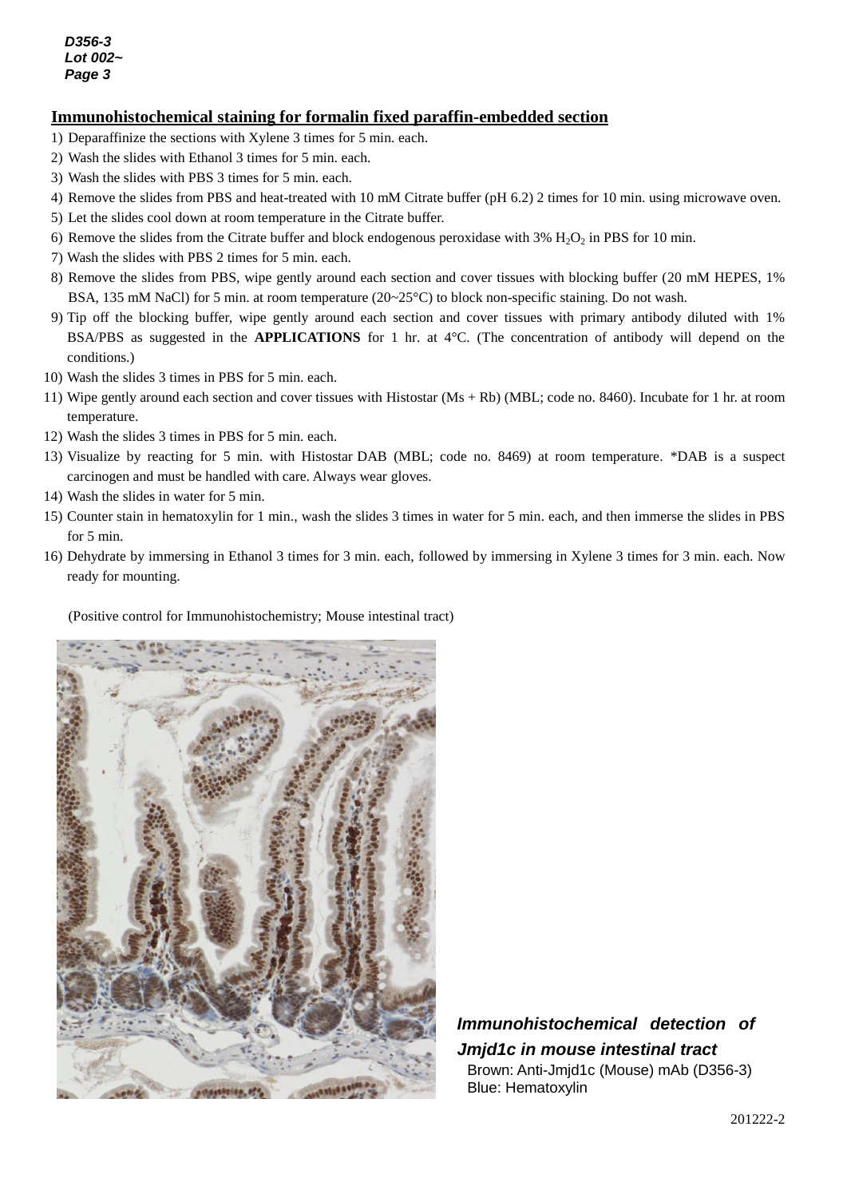## Immunohistochemical staining for formalin fixed paraffin-embedded section

1) Deparaffinize the sections with Xylene 3 times for 5 min. each.
2) Wash the slides with Ethanol 3 times for 5 min. each.
3) Wash the slides with PBS 3 times for 5 min. each.
4) Remove the slides from PBS and heat-treated with 10 mM Citrate buffer (pH 6.2) 2 times for 10 min. using microwave oven.
5) Let the slides cool down at room temperature in the Citrate buffer.
6) Remove the slides from the Citrate buffer and block endogenous peroxidase with 3% $H_2O_2$ in PBS for 10 min.
7) Wash the slides with PBS 2 times for 5 min. each.
8) Remove the slides from PBS, wipe gently around each section and cover tissues with blocking buffer (20 mM HEPES, 1% BSA, 135 mM NaCl) for 5 min. at room temperature (20~25°C) to block non-specific staining. Do not wash.
9) Tip off the blocking buffer, wipe gently around each section and cover tissues with primary antibody diluted with 1% BSA/PBS as suggested in the **APPLICATIONS** for 1 hr. at 4°C. (The concentration of antibody will depend on the conditions.)
10) Wash the slides 3 times in PBS for 5 min. each.
11) Wipe gently around each section and cover tissues with Histostar (Ms + Rb) (MBL; code no. 8460). Incubate for 1 hr. at room temperature.
12) Wash the slides 3 times in PBS for 5 min. each.
13) Visualize by reacting for 5 min. with Histostar DAB (MBL; code no. 8469) at room temperature. *DAB is a suspect carcinogen and must be handled with care. Always wear gloves.
14) Wash the slides in water for 5 min.
15) Counter stain in hematoxylin for 1 min., wash the slides 3 times in water for 5 min. each, and then immerse the slides in PBS for 5 min.
16) Dehydrate by immersing in Ethanol 3 times for 3 min. each, followed by immersing in Xylene 3 times for 3 min. each. Now ready for mounting.

(Positive control for Immunohistochemistry; Mouse intestinal tract)

***Immunohistochemical detection of Jmjd1c in mouse intestinal tract***

Brown: Anti-Jmjd1c (Mouse) mAb (D356-3)
Blue: Hematoxylin

201222-2